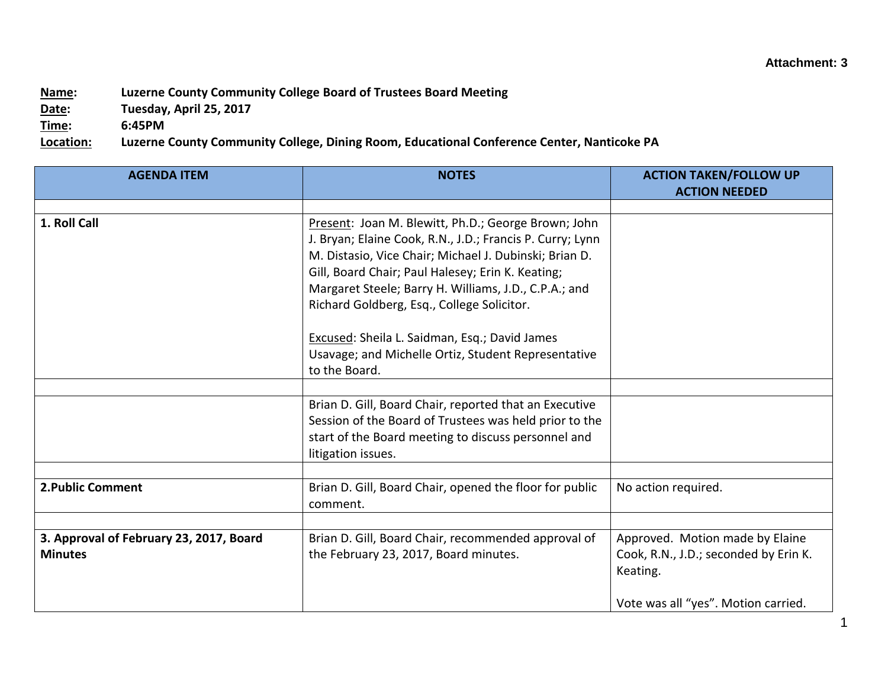Attachment: 3

**Name:** Luzerne County Community College Board of Trustees Board Meeting
**Date:** Tuesday, April 25, 2017
**Time:** 6:45PM
**Location:** Luzerne County Community College, Dining Room, Educational Conference Center, Nanticoke PA

| AGENDA ITEM | NOTES | ACTION TAKEN/FOLLOW UP ACTION NEEDED |
|---|---|---|
| | | |
| **1. Roll Call** | Present: Joan M. Blewitt, Ph.D.; George Brown; John J. Bryan; Elaine Cook, R.N., J.D.; Francis P. Curry; Lynn M. Distasio, Vice Chair; Michael J. Dubinski; Brian D. Gill, Board Chair; Paul Halesey; Erin K. Keating; Margaret Steele; Barry H. Williams, J.D., C.P.A.; and Richard Goldberg, Esq., College Solicitor.<br><br>Excused: Sheila L. Saidman, Esq.; David James Usavage; and Michelle Ortiz, Student Representative to the Board. | |
| | | |
| | Brian D. Gill, Board Chair, reported that an Executive Session of the Board of Trustees was held prior to the start of the Board meeting to discuss personnel and litigation issues. | |
| | | |
| **2.Public Comment** | Brian D. Gill, Board Chair, opened the floor for public comment. | No action required. |
| | | |
| **3. Approval of February 23, 2017, Board Minutes** | Brian D. Gill, Board Chair, recommended approval of the February 23, 2017, Board minutes. | Approved. Motion made by Elaine Cook, R.N., J.D.; seconded by Erin K. Keating.<br><br>Vote was all "yes". Motion carried. |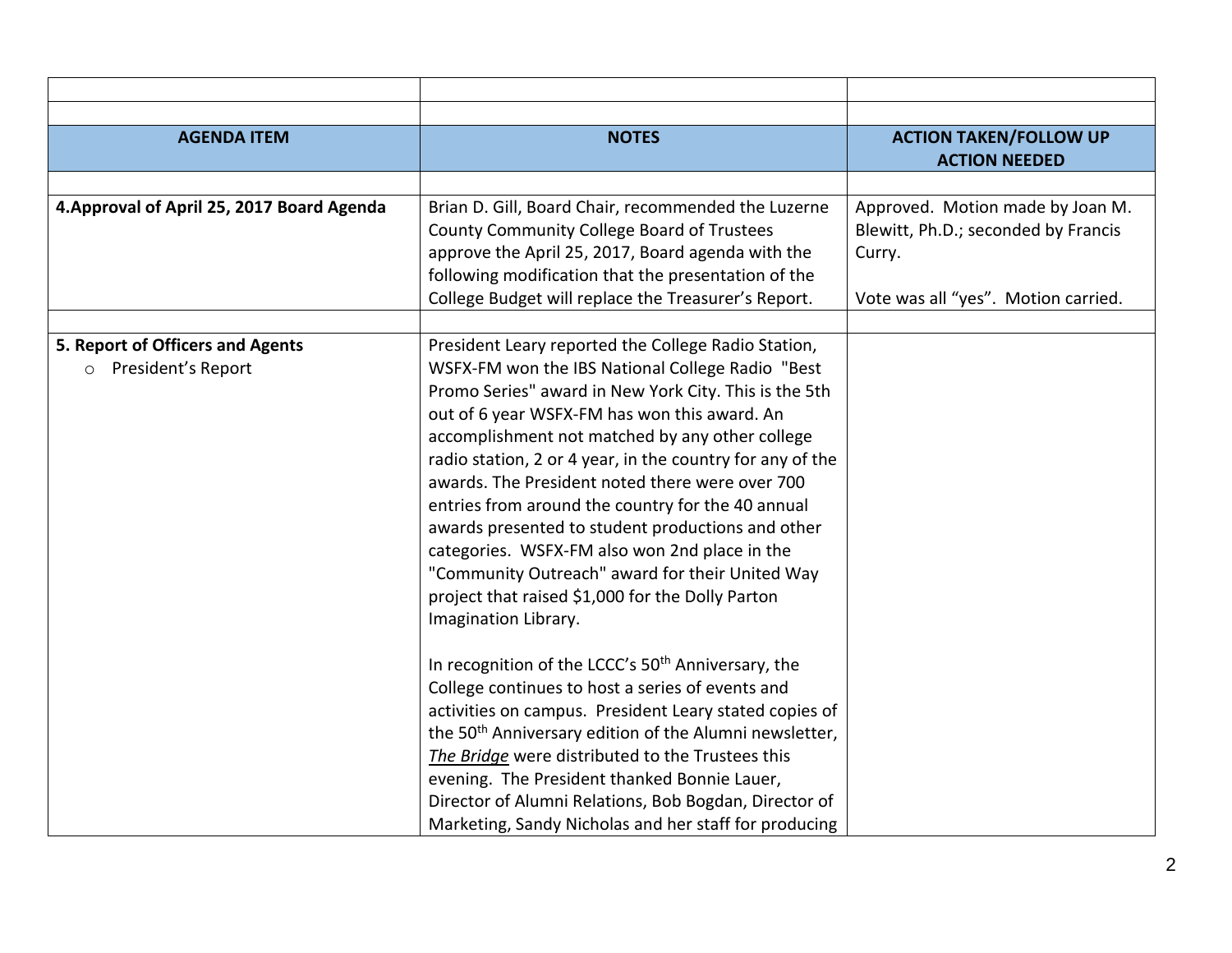| AGENDA ITEM | NOTES | ACTION TAKEN/FOLLOW UP ACTION NEEDED |
|---|---|---|
| **4.Approval of April 25, 2017 Board Agenda** | Brian D. Gill, Board Chair, recommended the Luzerne County Community College Board of Trustees approve the April 25, 2017, Board agenda with the following modification that the presentation of the College Budget will replace the Treasurer's Report. | Approved. Motion made by Joan M. Blewitt, Ph.D.; seconded by Francis Curry.<br><br>Vote was all "yes". Motion carried. |
| | | |
| **5. Report of Officers and Agents**<br>○ President's Report | President Leary reported the College Radio Station, WSFX-FM won the IBS National College Radio "Best Promo Series" award in New York City. This is the 5th out of 6 year WSFX-FM has won this award. An accomplishment not matched by any other college radio station, 2 or 4 year, in the country for any of the awards. The President noted there were over 700 entries from around the country for the 40 annual awards presented to student productions and other categories. WSFX-FM also won 2nd place in the "Community Outreach" award for their United Way project that raised $1,000 for the Dolly Parton Imagination Library.<br><br>In recognition of the LCCC's 50th Anniversary, the College continues to host a series of events and activities on campus. President Leary stated copies of the 50th Anniversary edition of the Alumni newsletter, *The Bridge* were distributed to the Trustees this evening. The President thanked Bonnie Lauer, Director of Alumni Relations, Bob Bogdan, Director of Marketing, Sandy Nicholas and her staff for producing | |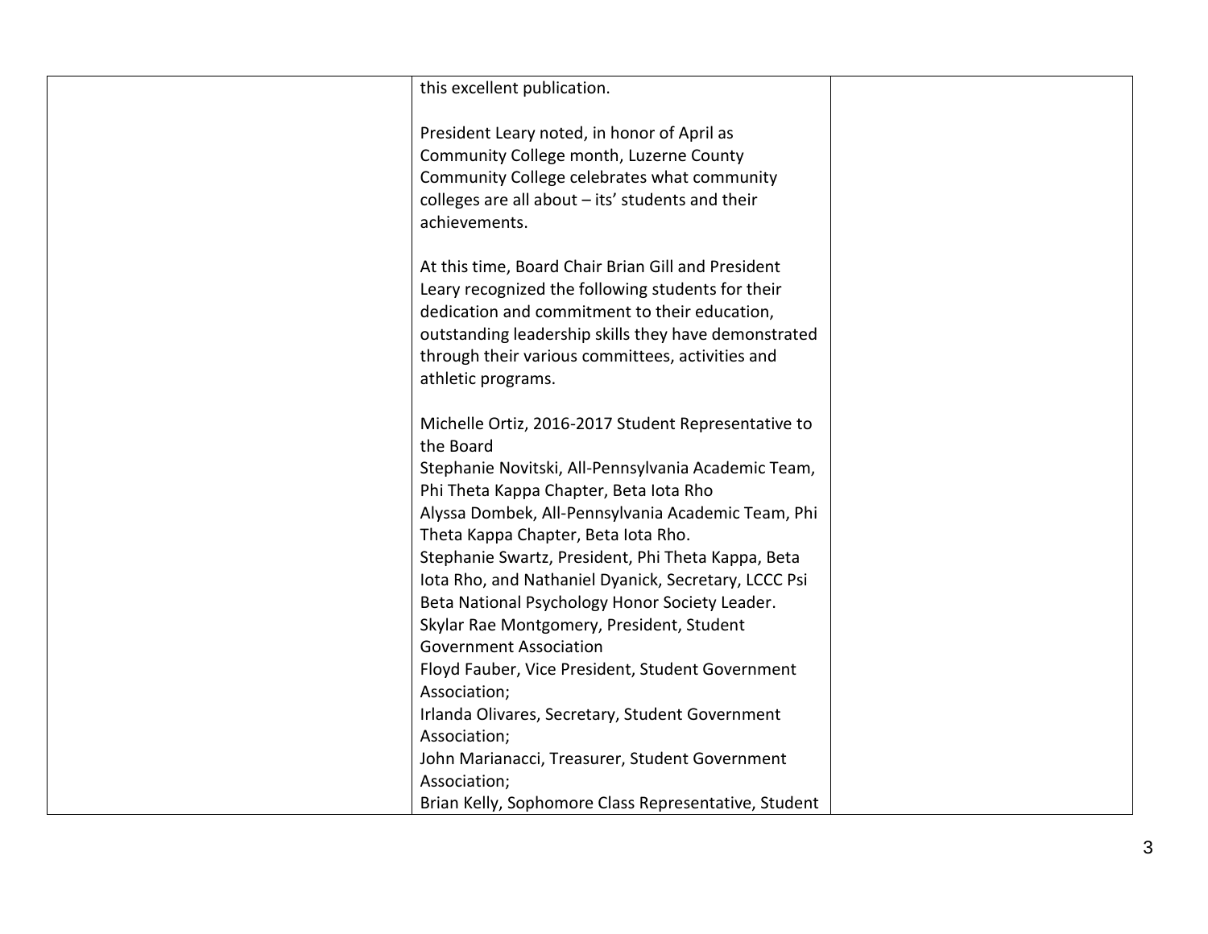| | | |
|---|---|---|
| | this excellent publication.<br><br>President Leary noted, in honor of April as Community College month, Luzerne County Community College celebrates what community colleges are all about – its' students and their achievements.<br><br>At this time, Board Chair Brian Gill and President Leary recognized the following students for their dedication and commitment to their education, outstanding leadership skills they have demonstrated through their various committees, activities and athletic programs.<br><br>Michelle Ortiz, 2016-2017 Student Representative to the Board<br>Stephanie Novitski, All-Pennsylvania Academic Team, Phi Theta Kappa Chapter, Beta Iota Rho<br>Alyssa Dombek, All-Pennsylvania Academic Team, Phi Theta Kappa Chapter, Beta Iota Rho.<br>Stephanie Swartz, President, Phi Theta Kappa, Beta Iota Rho, and Nathaniel Dyanick, Secretary, LCCC Psi Beta National Psychology Honor Society Leader.<br>Skylar Rae Montgomery, President, Student Government Association<br>Floyd Fauber, Vice President, Student Government Association;<br>Irlanda Olivares, Secretary, Student Government Association;<br>John Marianacci, Treasurer, Student Government Association;<br>Brian Kelly, Sophomore Class Representative, Student | |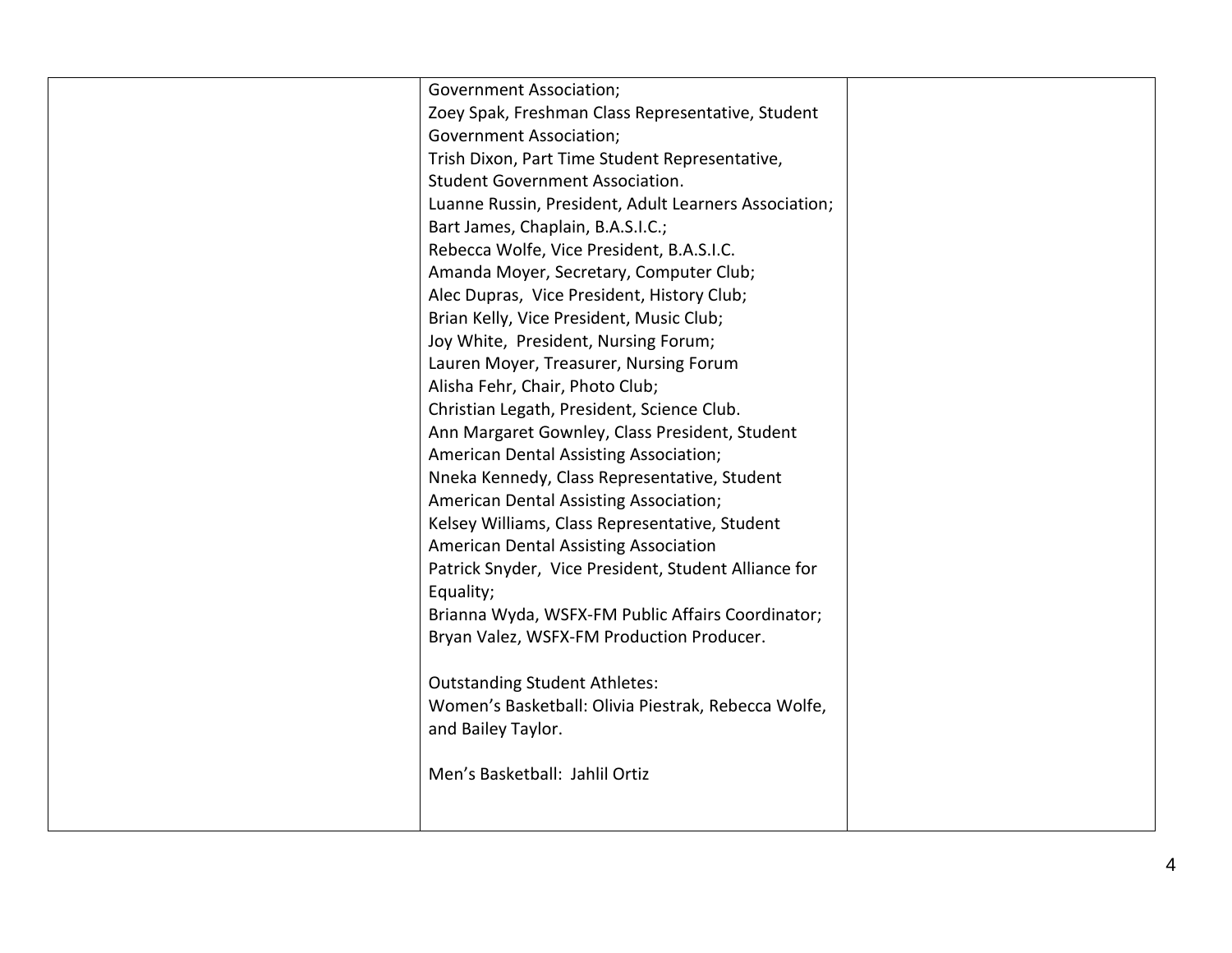| | | |
|---|---|---|
| | Government Association;<br>Zoey Spak, Freshman Class Representative, Student Government Association;<br>Trish Dixon, Part Time Student Representative, Student Government Association.<br>Luanne Russin, President, Adult Learners Association;<br>Bart James, Chaplain, B.A.S.I.C.;<br>Rebecca Wolfe, Vice President, B.A.S.I.C.<br>Amanda Moyer, Secretary, Computer Club;<br>Alec Dupras, Vice President, History Club;<br>Brian Kelly, Vice President, Music Club;<br>Joy White, President, Nursing Forum;<br>Lauren Moyer, Treasurer, Nursing Forum<br>Alisha Fehr, Chair, Photo Club;<br>Christian Legath, President, Science Club.<br>Ann Margaret Gownley, Class President, Student American Dental Assisting Association;<br>Nneka Kennedy, Class Representative, Student American Dental Assisting Association;<br>Kelsey Williams, Class Representative, Student American Dental Assisting Association<br>Patrick Snyder, Vice President, Student Alliance for Equality;<br>Brianna Wyda, WSFX-FM Public Affairs Coordinator;<br>Bryan Valez, WSFX-FM Production Producer.<br><br>Outstanding Student Athletes:<br>Women's Basketball: Olivia Piestrak, Rebecca Wolfe, and Bailey Taylor.<br><br>Men's Basketball: Jahlil Ortiz | |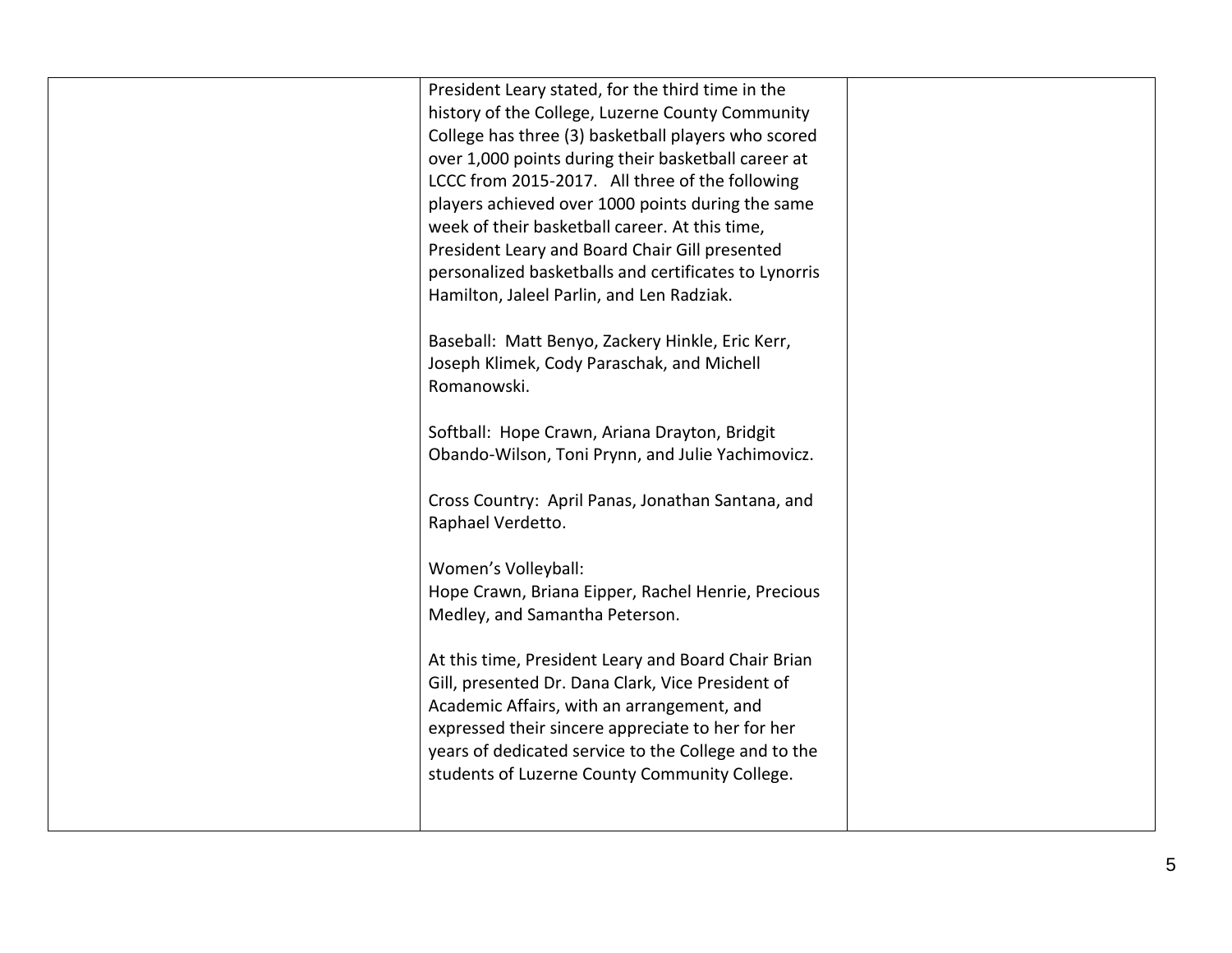| | | |
|---|---|---|
| | President Leary stated, for the third time in the history of the College, Luzerne County Community College has three (3) basketball players who scored over 1,000 points during their basketball career at LCCC from 2015-2017. All three of the following players achieved over 1000 points during the same week of their basketball career. At this time, President Leary and Board Chair Gill presented personalized basketballs and certificates to Lynorris Hamilton, Jaleel Parlin, and Len Radziak.<br><br>Baseball: Matt Benyo, Zackery Hinkle, Eric Kerr, Joseph Klimek, Cody Paraschak, and Michell Romanowski.<br><br>Softball: Hope Crawn, Ariana Drayton, Bridgit Obando-Wilson, Toni Prynn, and Julie Yachimovicz.<br><br>Cross Country: April Panas, Jonathan Santana, and Raphael Verdetto.<br><br>Women's Volleyball:<br>Hope Crawn, Briana Eipper, Rachel Henrie, Precious Medley, and Samantha Peterson.<br><br>At this time, President Leary and Board Chair Brian Gill, presented Dr. Dana Clark, Vice President of Academic Affairs, with an arrangement, and expressed their sincere appreciate to her for her years of dedicated service to the College and to the students of Luzerne County Community College. | |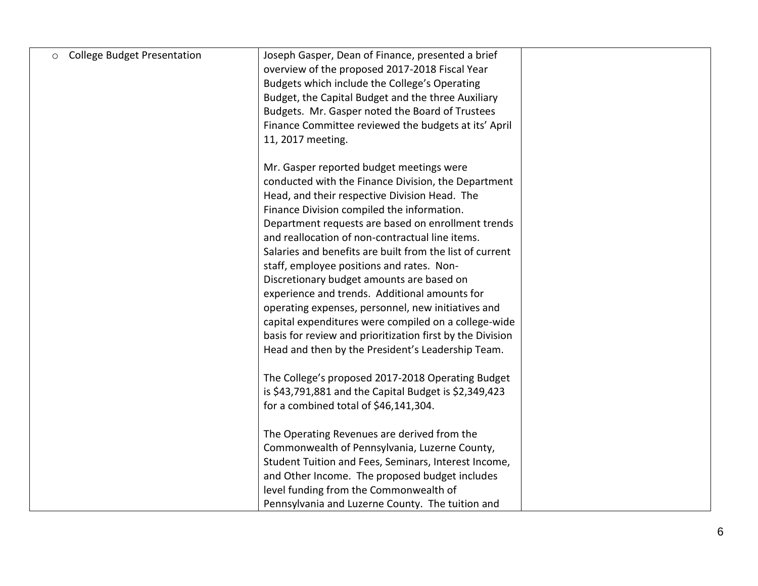| | | |
|---|---|---|
| ○ College Budget Presentation | Joseph Gasper, Dean of Finance, presented a brief overview of the proposed 2017-2018 Fiscal Year Budgets which include the College's Operating Budget, the Capital Budget and the three Auxiliary Budgets. Mr. Gasper noted the Board of Trustees Finance Committee reviewed the budgets at its' April 11, 2017 meeting.<br><br>Mr. Gasper reported budget meetings were conducted with the Finance Division, the Department Head, and their respective Division Head. The Finance Division compiled the information. Department requests are based on enrollment trends and reallocation of non-contractual line items. Salaries and benefits are built from the list of current staff, employee positions and rates. Non-Discretionary budget amounts are based on experience and trends. Additional amounts for operating expenses, personnel, new initiatives and capital expenditures were compiled on a college-wide basis for review and prioritization first by the Division Head and then by the President's Leadership Team.<br><br>The College's proposed 2017-2018 Operating Budget is $43,791,881 and the Capital Budget is $2,349,423 for a combined total of $46,141,304.<br><br>The Operating Revenues are derived from the Commonwealth of Pennsylvania, Luzerne County, Student Tuition and Fees, Seminars, Interest Income, and Other Income. The proposed budget includes level funding from the Commonwealth of Pennsylvania and Luzerne County. The tuition and | |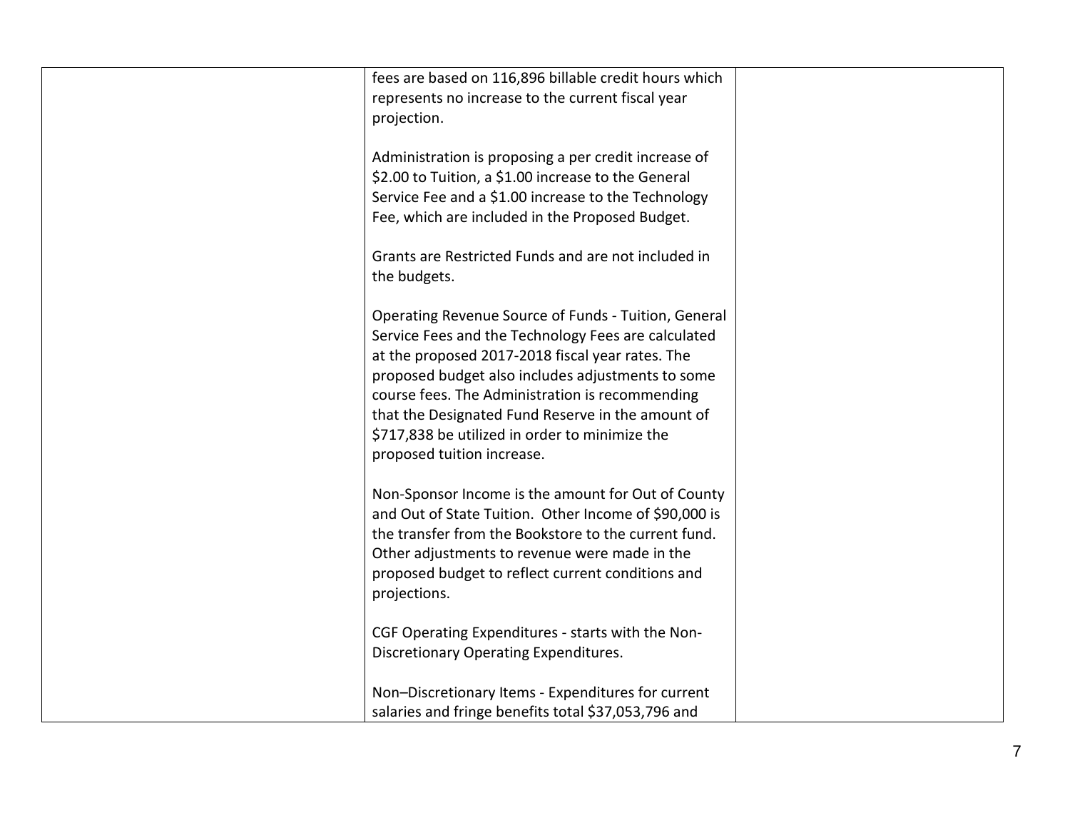| | | |
|---|---|---|
| | fees are based on 116,896 billable credit hours which represents no increase to the current fiscal year projection.<br><br>Administration is proposing a per credit increase of \$2.00 to Tuition, a \$1.00 increase to the General Service Fee and a \$1.00 increase to the Technology Fee, which are included in the Proposed Budget.<br><br>Grants are Restricted Funds and are not included in the budgets.<br><br>Operating Revenue Source of Funds - Tuition, General Service Fees and the Technology Fees are calculated at the proposed 2017-2018 fiscal year rates. The proposed budget also includes adjustments to some course fees. The Administration is recommending that the Designated Fund Reserve in the amount of \$717,838 be utilized in order to minimize the proposed tuition increase.<br><br>Non-Sponsor Income is the amount for Out of County and Out of State Tuition. Other Income of \$90,000 is the transfer from the Bookstore to the current fund. Other adjustments to revenue were made in the proposed budget to reflect current conditions and projections.<br><br>CGF Operating Expenditures - starts with the Non-Discretionary Operating Expenditures.<br><br>Non–Discretionary Items - Expenditures for current salaries and fringe benefits total \$37,053,796 and | |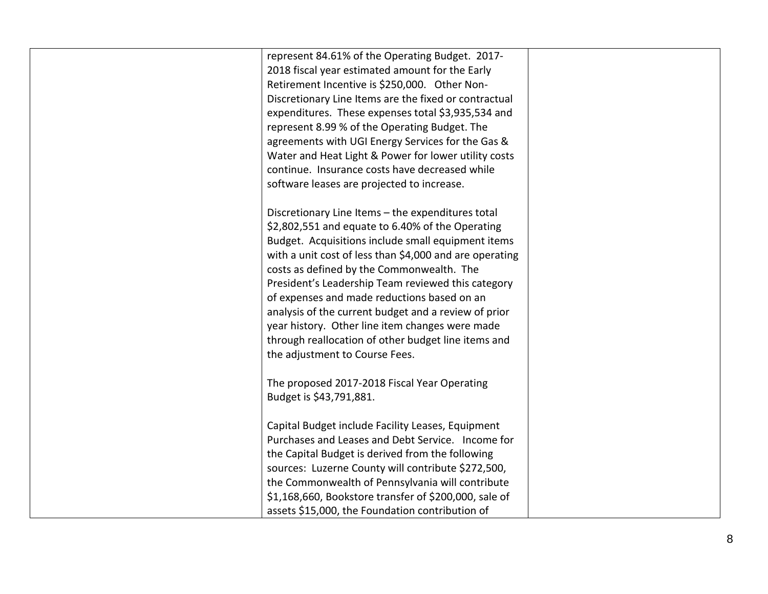| | | |
|---|---|---|
| | represent 84.61% of the Operating Budget. 2017-2018 fiscal year estimated amount for the Early Retirement Incentive is $250,000. Other Non-Discretionary Line Items are the fixed or contractual expenditures. These expenses total $3,935,534 and represent 8.99 % of the Operating Budget. The agreements with UGI Energy Services for the Gas & Water and Heat Light & Power for lower utility costs continue. Insurance costs have decreased while software leases are projected to increase.<br><br>Discretionary Line Items – the expenditures total $2,802,551 and equate to 6.40% of the Operating Budget. Acquisitions include small equipment items with a unit cost of less than $4,000 and are operating costs as defined by the Commonwealth. The President's Leadership Team reviewed this category of expenses and made reductions based on an analysis of the current budget and a review of prior year history. Other line item changes were made through reallocation of other budget line items and the adjustment to Course Fees.<br><br>The proposed 2017-2018 Fiscal Year Operating Budget is $43,791,881.<br><br>Capital Budget include Facility Leases, Equipment Purchases and Leases and Debt Service. Income for the Capital Budget is derived from the following sources: Luzerne County will contribute $272,500, the Commonwealth of Pennsylvania will contribute $1,168,660, Bookstore transfer of $200,000, sale of assets $15,000, the Foundation contribution of | |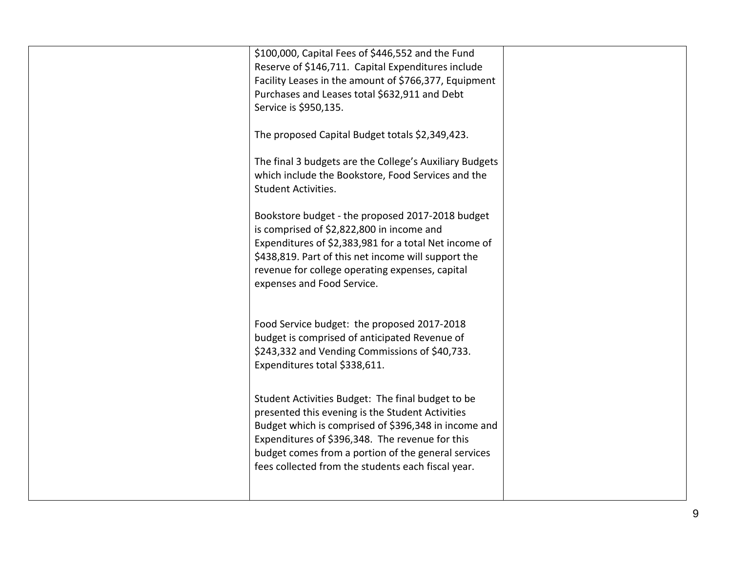|  |  |  |
| --- | --- | --- |
|  | $100,000, Capital Fees of $446,552 and the Fund Reserve of $146,711. Capital Expenditures include Facility Leases in the amount of $766,377, Equipment Purchases and Leases total $632,911 and Debt Service is $950,135.<br><br>The proposed Capital Budget totals $2,349,423.<br><br>The final 3 budgets are the College's Auxiliary Budgets which include the Bookstore, Food Services and the Student Activities.<br><br>Bookstore budget - the proposed 2017-2018 budget is comprised of $2,822,800 in income and Expenditures of $2,383,981 for a total Net income of $438,819. Part of this net income will support the revenue for college operating expenses, capital expenses and Food Service.<br><br>Food Service budget: the proposed 2017-2018 budget is comprised of anticipated Revenue of $243,332 and Vending Commissions of $40,733. Expenditures total $338,611.<br><br>Student Activities Budget: The final budget to be presented this evening is the Student Activities Budget which is comprised of $396,348 in income and Expenditures of $396,348. The revenue for this budget comes from a portion of the general services fees collected from the students each fiscal year. |  |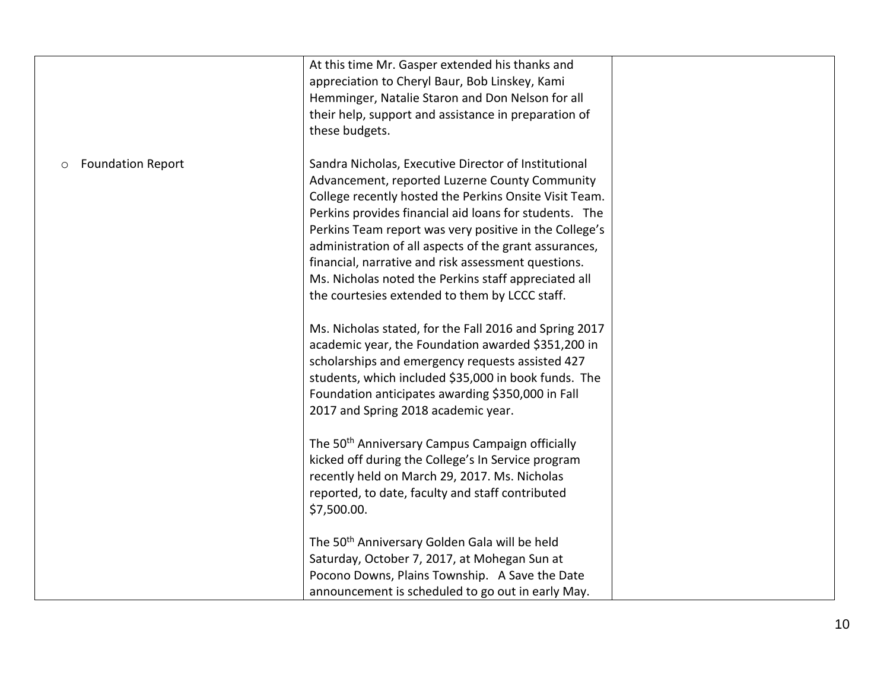| | | |
|---|---|---|
| | At this time Mr. Gasper extended his thanks and appreciation to Cheryl Baur, Bob Linskey, Kami Hemminger, Natalie Staron and Don Nelson for all their help, support and assistance in preparation of these budgets. | |
| ○ Foundation Report | Sandra Nicholas, Executive Director of Institutional Advancement, reported Luzerne County Community College recently hosted the Perkins Onsite Visit Team. Perkins provides financial aid loans for students. The Perkins Team report was very positive in the College's administration of all aspects of the grant assurances, financial, narrative and risk assessment questions. Ms. Nicholas noted the Perkins staff appreciated all the courtesies extended to them by LCCC staff.<br><br>Ms. Nicholas stated, for the Fall 2016 and Spring 2017 academic year, the Foundation awarded \$351,200 in scholarships and emergency requests assisted 427 students, which included \$35,000 in book funds. The Foundation anticipates awarding \$350,000 in Fall 2017 and Spring 2018 academic year.<br><br>The 50th Anniversary Campus Campaign officially kicked off during the College's In Service program recently held on March 29, 2017. Ms. Nicholas reported, to date, faculty and staff contributed \$7,500.00.<br><br>The 50th Anniversary Golden Gala will be held Saturday, October 7, 2017, at Mohegan Sun at Pocono Downs, Plains Township. A Save the Date announcement is scheduled to go out in early May. | |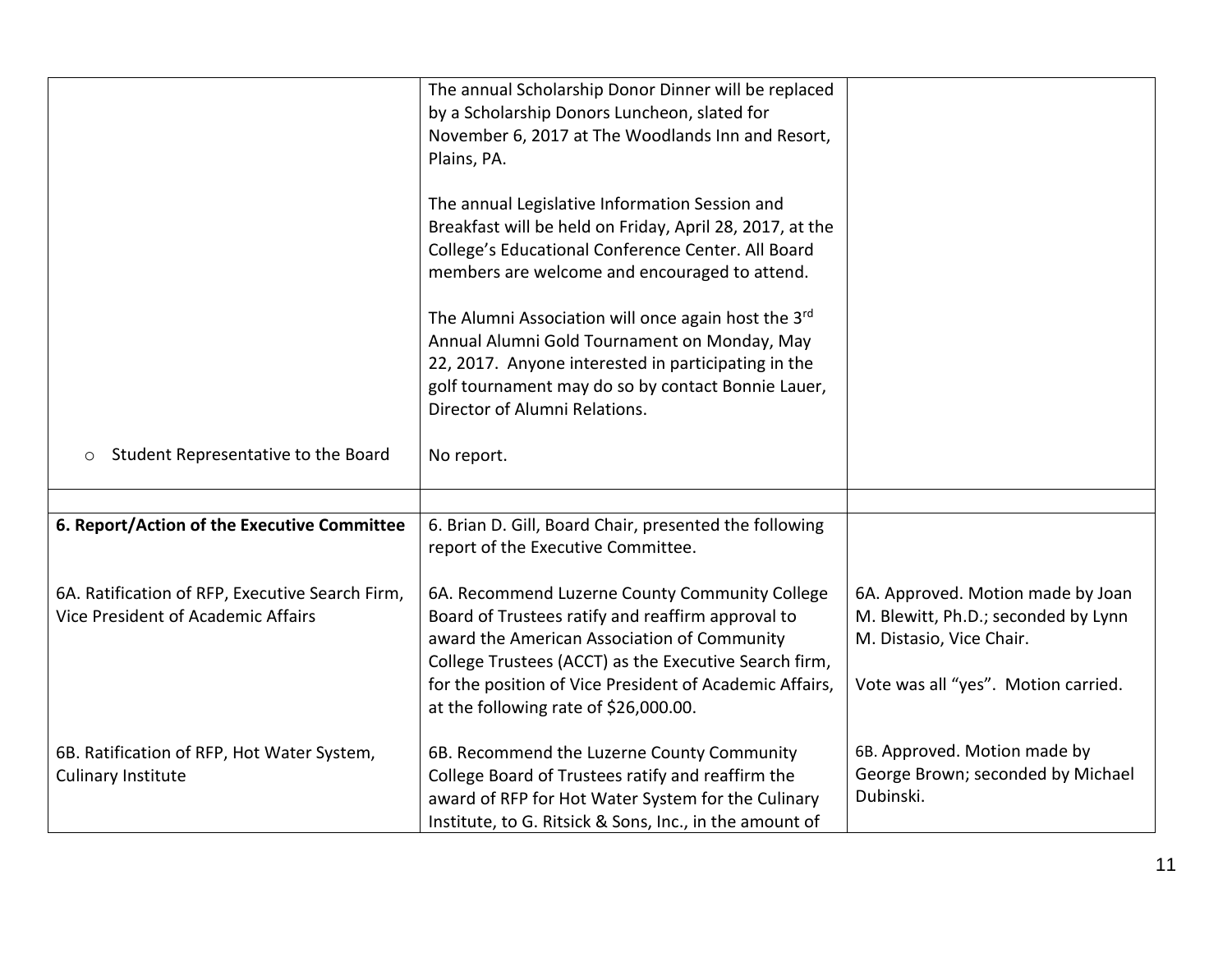|  |  |  |
|---|---|---|
|  | The annual Scholarship Donor Dinner will be replaced by a Scholarship Donors Luncheon, slated for November 6, 2017 at The Woodlands Inn and Resort, Plains, PA.<br><br>The annual Legislative Information Session and Breakfast will be held on Friday, April 28, 2017, at the College's Educational Conference Center. All Board members are welcome and encouraged to attend.<br><br>The Alumni Association will once again host the 3rd Annual Alumni Gold Tournament on Monday, May 22, 2017. Anyone interested in participating in the golf tournament may do so by contact Bonnie Lauer, Director of Alumni Relations. |  |
| ○ Student Representative to the Board | No report. |  |
|  |  |  |
| **6. Report/Action of the Executive Committee** | 6. Brian D. Gill, Board Chair, presented the following report of the Executive Committee. |  |
| 6A. Ratification of RFP, Executive Search Firm, Vice President of Academic Affairs | 6A. Recommend Luzerne County Community College Board of Trustees ratify and reaffirm approval to award the American Association of Community College Trustees (ACCT) as the Executive Search firm, for the position of Vice President of Academic Affairs, at the following rate of $26,000.00. | 6A. Approved. Motion made by Joan M. Blewitt, Ph.D.; seconded by Lynn M. Distasio, Vice Chair.<br><br>Vote was all "yes". Motion carried. |
| 6B. Ratification of RFP, Hot Water System, Culinary Institute | 6B. Recommend the Luzerne County Community College Board of Trustees ratify and reaffirm the award of RFP for Hot Water System for the Culinary Institute, to G. Ritsick & Sons, Inc., in the amount of | 6B. Approved. Motion made by George Brown; seconded by Michael Dubinski. |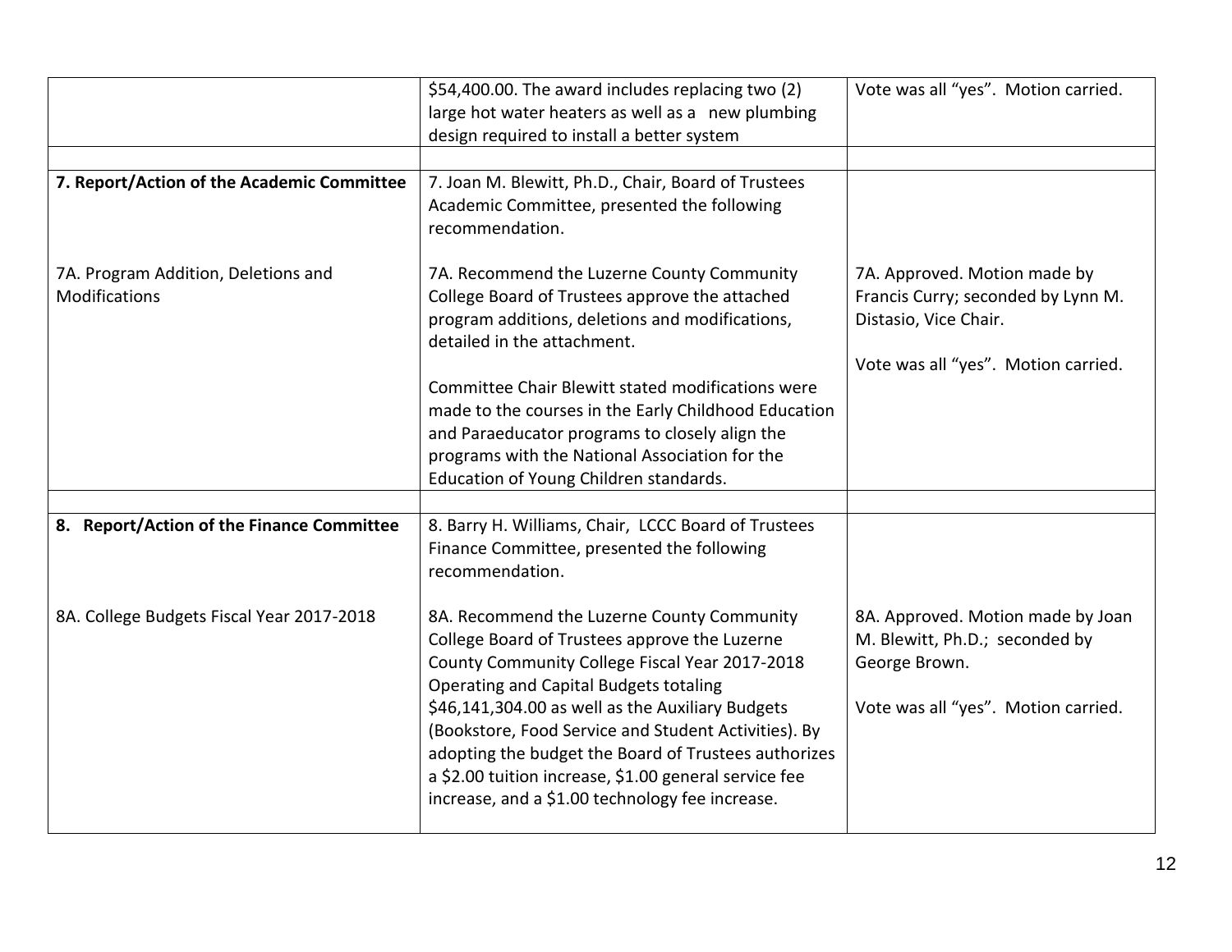| | | |
|---|---|---|
| | $54,400.00. The award includes replacing two (2) large hot water heaters as well as a new plumbing design required to install a better system | Vote was all "yes". Motion carried. |
| | | |
| **7. Report/Action of the Academic Committee** | 7. Joan M. Blewitt, Ph.D., Chair, Board of Trustees Academic Committee, presented the following recommendation. | |
| 7A. Program Addition, Deletions and Modifications | 7A. Recommend the Luzerne County Community College Board of Trustees approve the attached program additions, deletions and modifications, detailed in the attachment.<br><br>Committee Chair Blewitt stated modifications were made to the courses in the Early Childhood Education and Paraeducator programs to closely align the programs with the National Association for the Education of Young Children standards. | 7A. Approved. Motion made by Francis Curry; seconded by Lynn M. Distasio, Vice Chair.<br><br>Vote was all "yes". Motion carried. |
| | | |
| **8. Report/Action of the Finance Committee** | 8. Barry H. Williams, Chair, LCCC Board of Trustees Finance Committee, presented the following recommendation. | |
| 8A. College Budgets Fiscal Year 2017-2018 | 8A. Recommend the Luzerne County Community College Board of Trustees approve the Luzerne County Community College Fiscal Year 2017-2018 Operating and Capital Budgets totaling $46,141,304.00 as well as the Auxiliary Budgets (Bookstore, Food Service and Student Activities). By adopting the budget the Board of Trustees authorizes a $2.00 tuition increase, $1.00 general service fee increase, and a $1.00 technology fee increase. | 8A. Approved. Motion made by Joan M. Blewitt, Ph.D.; seconded by George Brown.<br><br>Vote was all "yes". Motion carried. |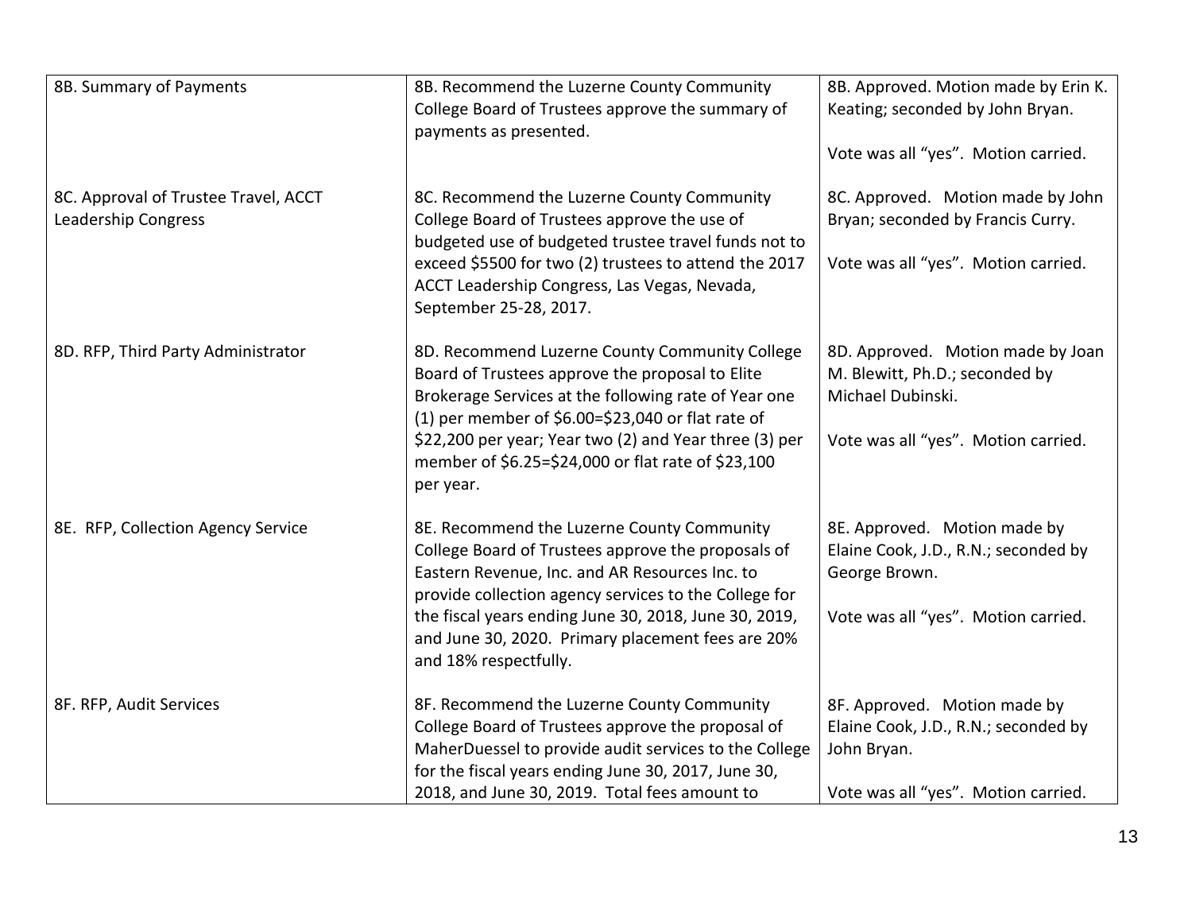| | | |
|---|---|---|
| 8B. Summary of Payments | 8B. Recommend the Luzerne County Community College Board of Trustees approve the summary of payments as presented. | 8B. Approved. Motion made by Erin K. Keating; seconded by John Bryan.<br><br>Vote was all "yes". Motion carried. |
| 8C. Approval of Trustee Travel, ACCT Leadership Congress | 8C. Recommend the Luzerne County Community College Board of Trustees approve the use of budgeted use of budgeted trustee travel funds not to exceed $5500 for two (2) trustees to attend the 2017 ACCT Leadership Congress, Las Vegas, Nevada, September 25-28, 2017. | 8C. Approved. Motion made by John Bryan; seconded by Francis Curry.<br><br>Vote was all "yes". Motion carried. |
| 8D. RFP, Third Party Administrator | 8D. Recommend Luzerne County Community College Board of Trustees approve the proposal to Elite Brokerage Services at the following rate of Year one (1) per member of $6.00=$23,040 or flat rate of $22,200 per year; Year two (2) and Year three (3) per member of $6.25=$24,000 or flat rate of $23,100 per year. | 8D. Approved. Motion made by Joan M. Blewitt, Ph.D.; seconded by Michael Dubinski.<br><br>Vote was all "yes". Motion carried. |
| 8E. RFP, Collection Agency Service | 8E. Recommend the Luzerne County Community College Board of Trustees approve the proposals of Eastern Revenue, Inc. and AR Resources Inc. to provide collection agency services to the College for the fiscal years ending June 30, 2018, June 30, 2019, and June 30, 2020. Primary placement fees are 20% and 18% respectfully. | 8E. Approved. Motion made by Elaine Cook, J.D., R.N.; seconded by George Brown.<br><br>Vote was all "yes". Motion carried. |
| 8F. RFP, Audit Services | 8F. Recommend the Luzerne County Community College Board of Trustees approve the proposal of MaherDuessel to provide audit services to the College for the fiscal years ending June 30, 2017, June 30, 2018, and June 30, 2019. Total fees amount to | 8F. Approved. Motion made by Elaine Cook, J.D., R.N.; seconded by John Bryan.<br><br>Vote was all "yes". Motion carried. |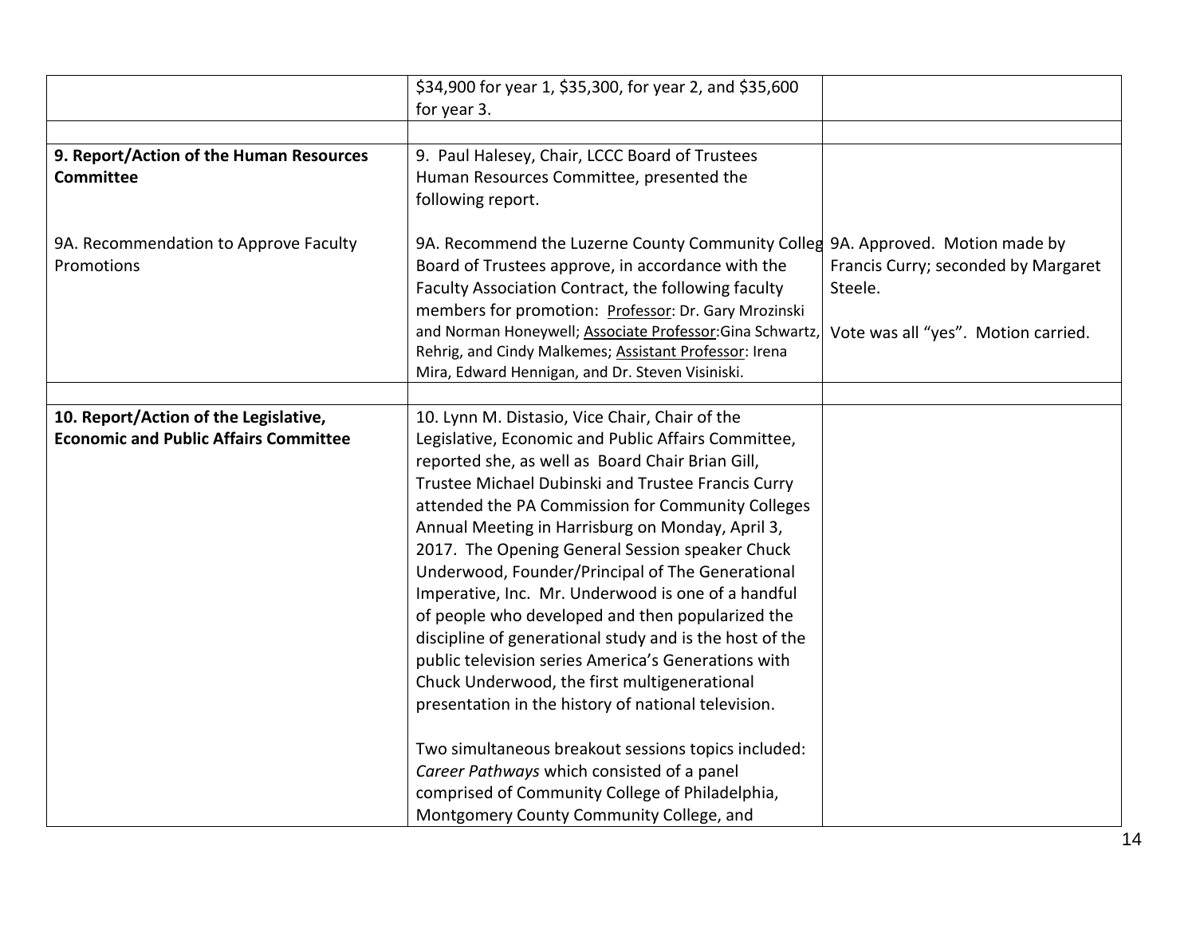| | | |
|---|---|---|
| | $34,900 for year 1, $35,300, for year 2, and $35,600 for year 3. | |
| | | |
| **9. Report/Action of the Human Resources Committee**<br><br>9A. Recommendation to Approve Faculty Promotions | 9. Paul Halesey, Chair, LCCC Board of Trustees Human Resources Committee, presented the following report.<br><br>9A. Recommend the Luzerne County Community Colleg Board of Trustees approve, in accordance with the Faculty Association Contract, the following faculty members for promotion: Professor: Dr. Gary Mrozinski and Norman Honeywell; Associate Professor:Gina Schwartz, Rehrig, and Cindy Malkemes; Assistant Professor: Irena Mira, Edward Hennigan, and Dr. Steven Visiniski. | 9A. Approved. Motion made by Francis Curry; seconded by Margaret Steele.<br><br>Vote was all "yes". Motion carried. |
| | | |
| **10. Report/Action of the Legislative, Economic and Public Affairs Committee** | 10. Lynn M. Distasio, Vice Chair, Chair of the Legislative, Economic and Public Affairs Committee, reported she, as well as Board Chair Brian Gill, Trustee Michael Dubinski and Trustee Francis Curry attended the PA Commission for Community Colleges Annual Meeting in Harrisburg on Monday, April 3, 2017. The Opening General Session speaker Chuck Underwood, Founder/Principal of The Generational Imperative, Inc. Mr. Underwood is one of a handful of people who developed and then popularized the discipline of generational study and is the host of the public television series America's Generations with Chuck Underwood, the first multigenerational presentation in the history of national television.<br><br>Two simultaneous breakout sessions topics included: *Career Pathways* which consisted of a panel comprised of Community College of Philadelphia, Montgomery County Community College, and | |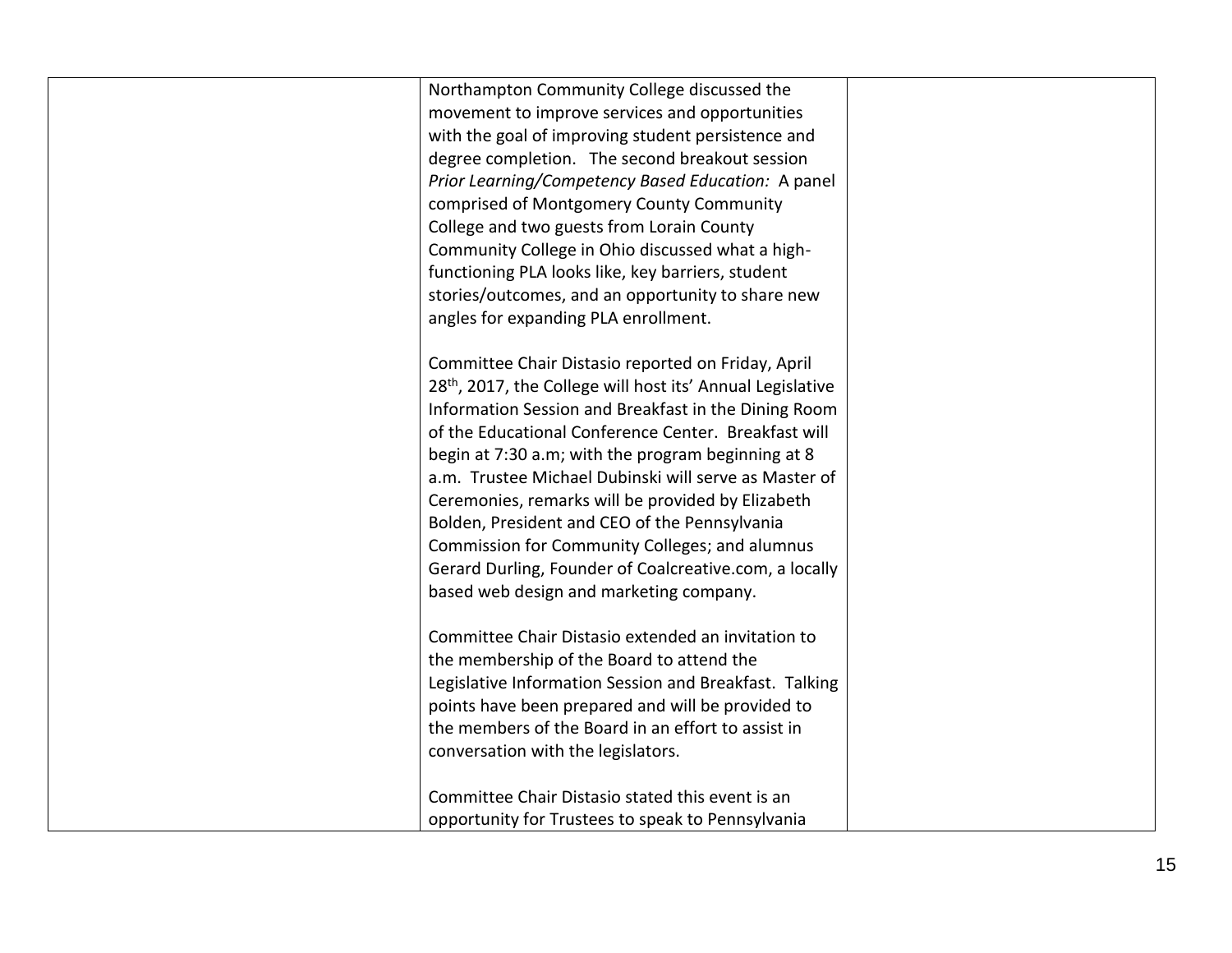| | | |
|---|---|---|
| | Northampton Community College discussed the movement to improve services and opportunities with the goal of improving student persistence and degree completion. The second breakout session *Prior Learning/Competency Based Education:* A panel comprised of Montgomery County Community College and two guests from Lorain County Community College in Ohio discussed what a high-functioning PLA looks like, key barriers, student stories/outcomes, and an opportunity to share new angles for expanding PLA enrollment.<br><br>Committee Chair Distasio reported on Friday, April 28th, 2017, the College will host its' Annual Legislative Information Session and Breakfast in the Dining Room of the Educational Conference Center. Breakfast will begin at 7:30 a.m; with the program beginning at 8 a.m. Trustee Michael Dubinski will serve as Master of Ceremonies, remarks will be provided by Elizabeth Bolden, President and CEO of the Pennsylvania Commission for Community Colleges; and alumnus Gerard Durling, Founder of Coalcreative.com, a locally based web design and marketing company.<br><br>Committee Chair Distasio extended an invitation to the membership of the Board to attend the Legislative Information Session and Breakfast. Talking points have been prepared and will be provided to the members of the Board in an effort to assist in conversation with the legislators.<br><br>Committee Chair Distasio stated this event is an opportunity for Trustees to speak to Pennsylvania | |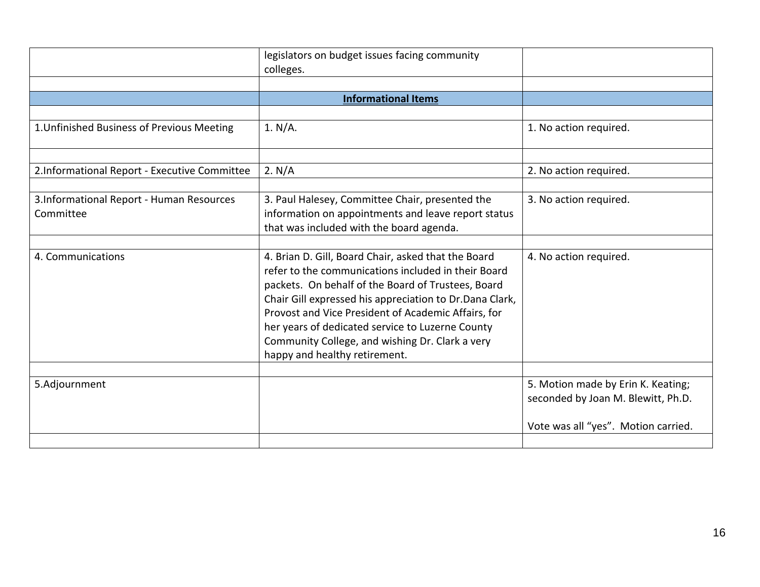| | | |
|---|---|---|
| | legislators on budget issues facing community colleges. | |
| | | |
| | **Informational Items** | |
| | | |
| 1.Unfinished Business of Previous Meeting | 1. N/A. | 1. No action required. |
| | | |
| 2.Informational Report - Executive Committee | 2. N/A | 2. No action required. |
| | | |
| 3.Informational Report - Human Resources Committee | 3. Paul Halesey, Committee Chair, presented the information on appointments and leave report status that was included with the board agenda. | 3. No action required. |
| | | |
| 4. Communications | 4. Brian D. Gill, Board Chair, asked that the Board refer to the communications included in their Board packets. On behalf of the Board of Trustees, Board Chair Gill expressed his appreciation to Dr.Dana Clark, Provost and Vice President of Academic Affairs, for her years of dedicated service to Luzerne County Community College, and wishing Dr. Clark a very happy and healthy retirement. | 4. No action required. |
| | | |
| 5.Adjournment | | 5. Motion made by Erin K. Keating; seconded by Joan M. Blewitt, Ph.D.<br><br>Vote was all "yes". Motion carried. |
| | | |